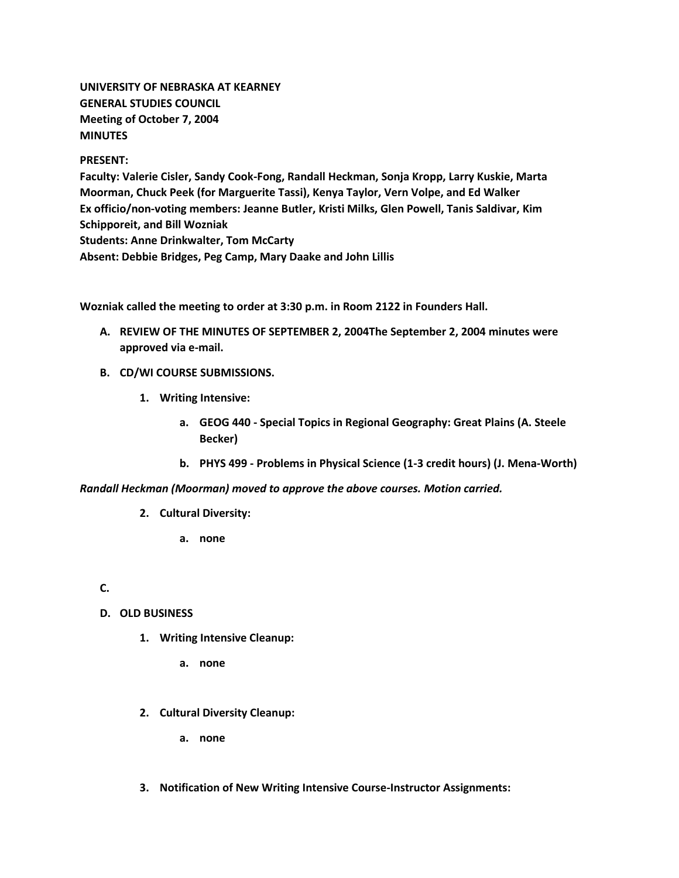**UNIVERSITY OF NEBRASKA AT KEARNEY**
**GENERAL STUDIES COUNCIL**
**Meeting of October 7, 2004**
**MINUTES**

**PRESENT:**
**Faculty: Valerie Cisler, Sandy Cook-Fong, Randall Heckman, Sonja Kropp, Larry Kuskie, Marta Moorman, Chuck Peek (for Marguerite Tassi), Kenya Taylor, Vern Volpe, and Ed Walker**
**Ex officio/non-voting members: Jeanne Butler, Kristi Milks, Glen Powell, Tanis Saldivar, Kim Schipporeit, and Bill Wozniak**
**Students: Anne Drinkwalter, Tom McCarty**
**Absent: Debbie Bridges, Peg Camp, Mary Daake and John Lillis**

**Wozniak called the meeting to order at 3:30 p.m. in Room 2122 in Founders Hall.**

A. **REVIEW OF THE MINUTES OF SEPTEMBER 2, 2004The September 2, 2004 minutes were approved via e-mail.**

B. **CD/WI COURSE SUBMISSIONS.**

   1. **Writing Intensive:**

      a. **GEOG 440 - Special Topics in Regional Geography: Great Plains (A. Steele Becker)**

      b. **PHYS 499 - Problems in Physical Science (1-3 credit hours) (J. Mena-Worth)**

***Randall Heckman (Moorman) moved to approve the above courses. Motion carried.***

   2. **Cultural Diversity:**

      a. **none**

C.

D. **OLD BUSINESS**

   1. **Writing Intensive Cleanup:**

      a. **none**

   2. **Cultural Diversity Cleanup:**

      a. **none**

   3. **Notification of New Writing Intensive Course-Instructor Assignments:**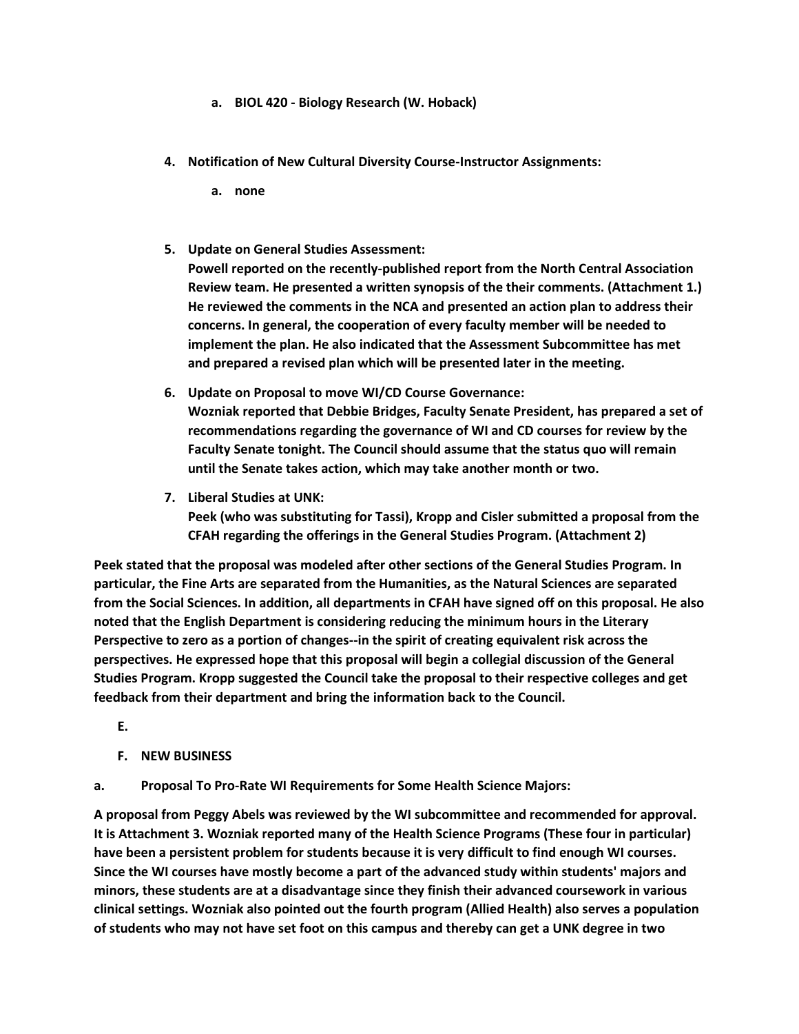a. **BIOL 420 - Biology Research (W. Hoback)**

4. **Notification of New Cultural Diversity Course-Instructor Assignments:**

    a. **none**

5. **Update on General Studies Assessment:**
**Powell reported on the recently-published report from the North Central Association Review team. He presented a written synopsis of the their comments. (Attachment 1.) He reviewed the comments in the NCA and presented an action plan to address their concerns. In general, the cooperation of every faculty member will be needed to implement the plan. He also indicated that the Assessment Subcommittee has met and prepared a revised plan which will be presented later in the meeting.**

6. **Update on Proposal to move WI/CD Course Governance:**
**Wozniak reported that Debbie Bridges, Faculty Senate President, has prepared a set of recommendations regarding the governance of WI and CD courses for review by the Faculty Senate tonight. The Council should assume that the status quo will remain until the Senate takes action, which may take another month or two.**

7. **Liberal Studies at UNK:**
**Peek (who was substituting for Tassi), Kropp and Cisler submitted a proposal from the CFAH regarding the offerings in the General Studies Program. (Attachment 2)**

**Peek stated that the proposal was modeled after other sections of the General Studies Program. In particular, the Fine Arts are separated from the Humanities, as the Natural Sciences are separated from the Social Sciences. In addition, all departments in CFAH have signed off on this proposal. He also noted that the English Department is considering reducing the minimum hours in the Literary Perspective to zero as a portion of changes--in the spirit of creating equivalent risk across the perspectives. He expressed hope that this proposal will begin a collegial discussion of the General Studies Program. Kropp suggested the Council take the proposal to their respective colleges and get feedback from their department and bring the information back to the Council.**

**E.**

**F. NEW BUSINESS**

**a. Proposal To Pro-Rate WI Requirements for Some Health Science Majors:**

**A proposal from Peggy Abels was reviewed by the WI subcommittee and recommended for approval. It is Attachment 3. Wozniak reported many of the Health Science Programs (These four in particular) have been a persistent problem for students because it is very difficult to find enough WI courses. Since the WI courses have mostly become a part of the advanced study within students' majors and minors, these students are at a disadvantage since they finish their advanced coursework in various clinical settings. Wozniak also pointed out the fourth program (Allied Health) also serves a population of students who may not have set foot on this campus and thereby can get a UNK degree in two**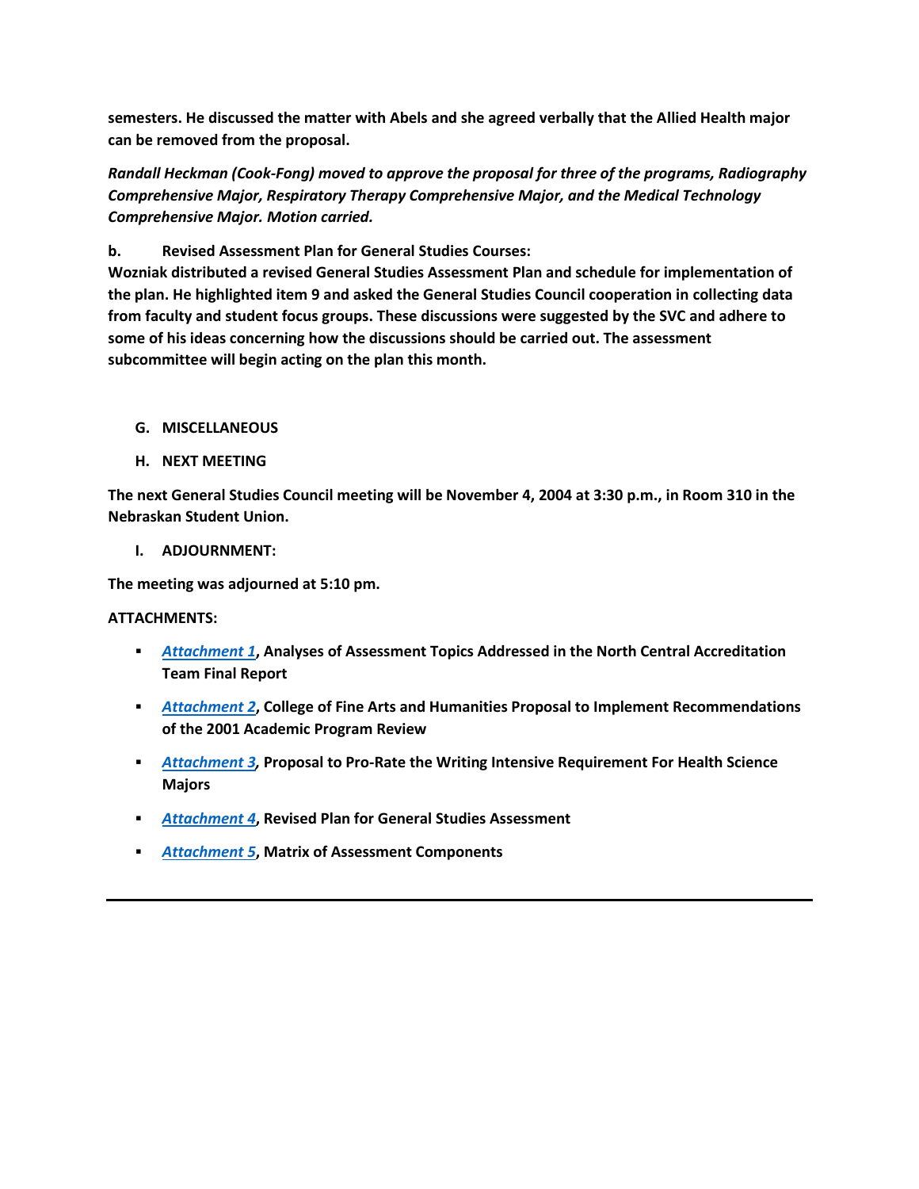**semesters. He discussed the matter with Abels and she agreed verbally that the Allied Health major can be removed from the proposal.**

***Randall Heckman (Cook-Fong) moved to approve the proposal for three of the programs, Radiography Comprehensive Major, Respiratory Therapy Comprehensive Major, and the Medical Technology Comprehensive Major. Motion carried.***

**b. Revised Assessment Plan for General Studies Courses:**
**Wozniak distributed a revised General Studies Assessment Plan and schedule for implementation of the plan. He highlighted item 9 and asked the General Studies Council cooperation in collecting data from faculty and student focus groups. These discussions were suggested by the SVC and adhere to some of his ideas concerning how the discussions should be carried out. The assessment subcommittee will begin acting on the plan this month.**

## G. MISCELLANEOUS

## H. NEXT MEETING

**The next General Studies Council meeting will be November 4, 2004 at 3:30 p.m., in Room 310 in the Nebraskan Student Union.**

## I. ADJOURNMENT:

**The meeting was adjourned at 5:10 pm.**

**ATTACHMENTS:**

- ***Attachment 1***, **Analyses of Assessment Topics Addressed in the North Central Accreditation Team Final Report**
- ***Attachment 2***, **College of Fine Arts and Humanities Proposal to Implement Recommendations of the 2001 Academic Program Review**
- ***Attachment 3***, **Proposal to Pro-Rate the Writing Intensive Requirement For Health Science Majors**
- ***Attachment 4***, **Revised Plan for General Studies Assessment**
- ***Attachment 5***, **Matrix of Assessment Components**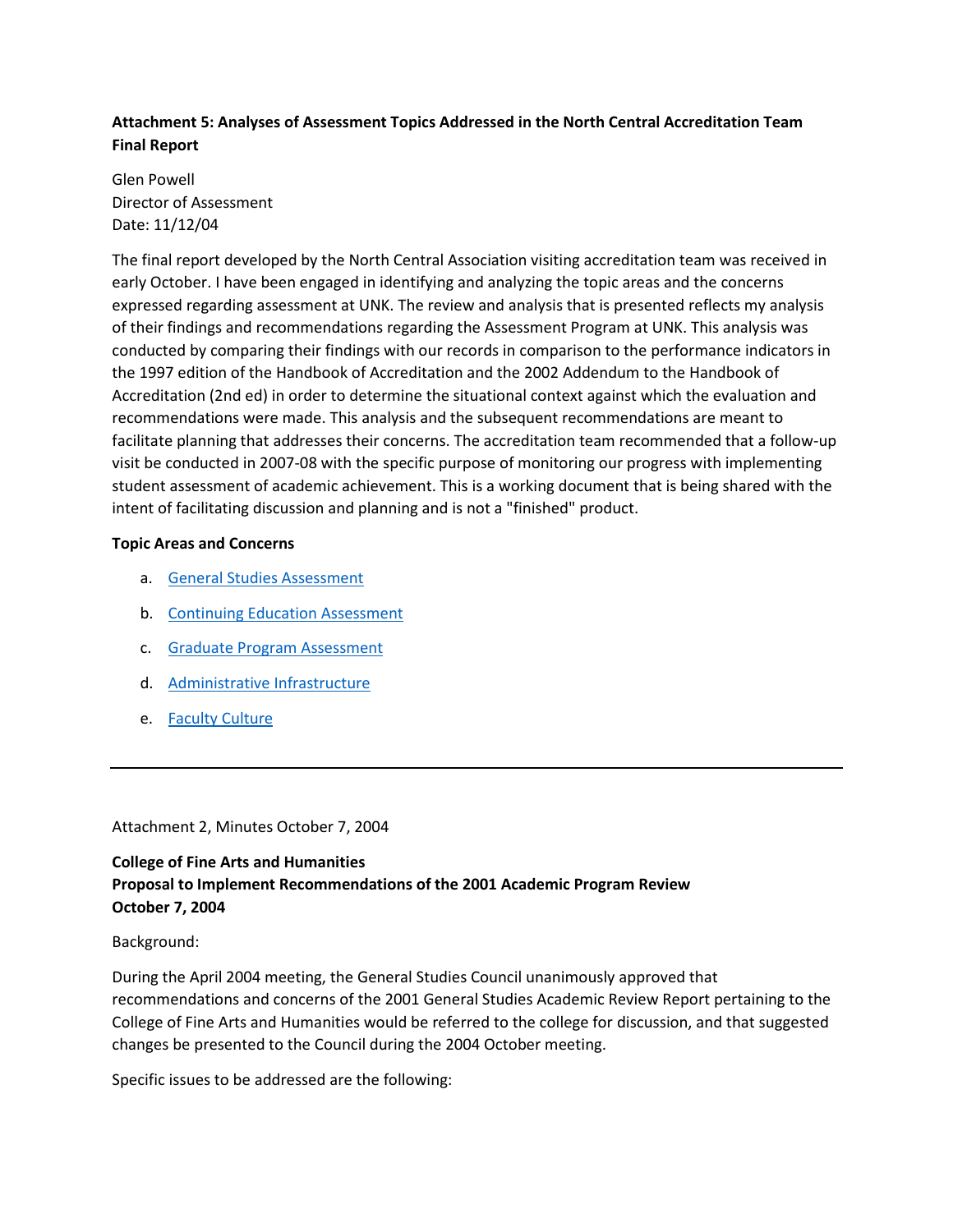**Attachment 5: Analyses of Assessment Topics Addressed in the North Central Accreditation Team Final Report**

Glen Powell
Director of Assessment
Date: 11/12/04

The final report developed by the North Central Association visiting accreditation team was received in early October. I have been engaged in identifying and analyzing the topic areas and the concerns expressed regarding assessment at UNK. The review and analysis that is presented reflects my analysis of their findings and recommendations regarding the Assessment Program at UNK. This analysis was conducted by comparing their findings with our records in comparison to the performance indicators in the 1997 edition of the Handbook of Accreditation and the 2002 Addendum to the Handbook of Accreditation (2nd ed) in order to determine the situational context against which the evaluation and recommendations were made. This analysis and the subsequent recommendations are meant to facilitate planning that addresses their concerns. The accreditation team recommended that a follow-up visit be conducted in 2007-08 with the specific purpose of monitoring our progress with implementing student assessment of academic achievement. This is a working document that is being shared with the intent of facilitating discussion and planning and is not a "finished" product.

**Topic Areas and Concerns**

a. General Studies Assessment

b. Continuing Education Assessment

c. Graduate Program Assessment

d. Administrative Infrastructure

e. Faculty Culture

---

Attachment 2, Minutes October 7, 2004

**College of Fine Arts and Humanities**
**Proposal to Implement Recommendations of the 2001 Academic Program Review**
**October 7, 2004**

Background:

During the April 2004 meeting, the General Studies Council unanimously approved that recommendations and concerns of the 2001 General Studies Academic Review Report pertaining to the College of Fine Arts and Humanities would be referred to the college for discussion, and that suggested changes be presented to the Council during the 2004 October meeting.

Specific issues to be addressed are the following: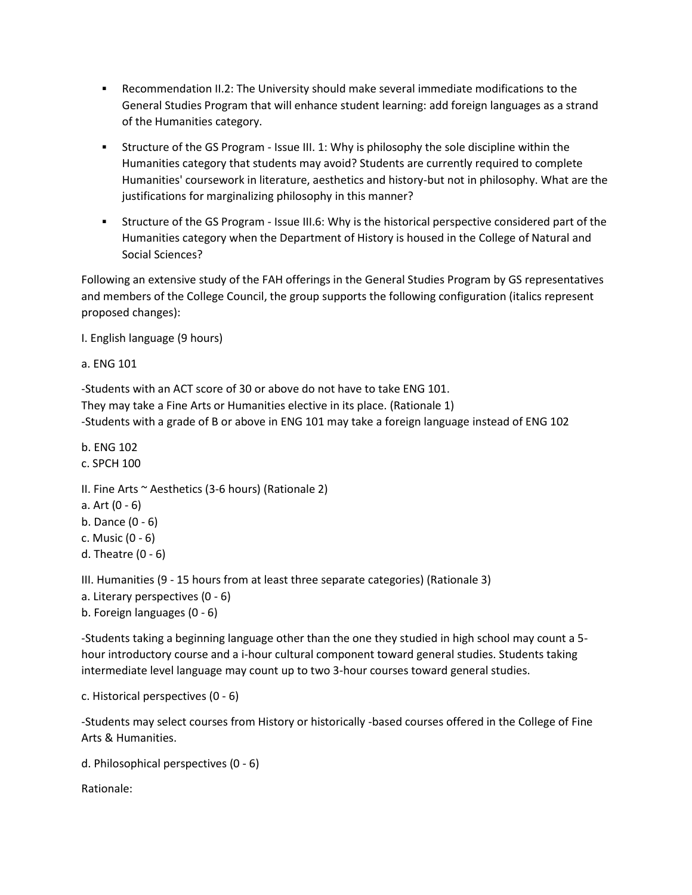- Recommendation II.2: The University should make several immediate modifications to the General Studies Program that will enhance student learning: add foreign languages as a strand of the Humanities category.

- Structure of the GS Program - Issue III. 1: Why is philosophy the sole discipline within the Humanities category that students may avoid? Students are currently required to complete Humanities' coursework in literature, aesthetics and history-but not in philosophy. What are the justifications for marginalizing philosophy in this manner?

- Structure of the GS Program - Issue III.6: Why is the historical perspective considered part of the Humanities category when the Department of History is housed in the College of Natural and Social Sciences?

Following an extensive study of the FAH offerings in the General Studies Program by GS representatives and members of the College Council, the group supports the following configuration (italics represent proposed changes):

I. English language (9 hours)

a. ENG 101

-Students with an ACT score of 30 or above do not have to take ENG 101.
They may take a Fine Arts or Humanities elective in its place. (Rationale 1)
-Students with a grade of B or above in ENG 101 may take a foreign language instead of ENG 102

b. ENG 102
c. SPCH 100

II. Fine Arts ~ Aesthetics (3-6 hours) (Rationale 2)
a. Art (0 - 6)
b. Dance (0 - 6)
c. Music (0 - 6)
d. Theatre (0 - 6)

III. Humanities (9 - 15 hours from at least three separate categories) (Rationale 3)
a. Literary perspectives (0 - 6)
b. Foreign languages (0 - 6)

-Students taking a beginning language other than the one they studied in high school may count a 5-hour introductory course and a i-hour cultural component toward general studies. Students taking intermediate level language may count up to two 3-hour courses toward general studies.

c. Historical perspectives (0 - 6)

-Students may select courses from History or historically -based courses offered in the College of Fine Arts & Humanities.

d. Philosophical perspectives (0 - 6)

Rationale: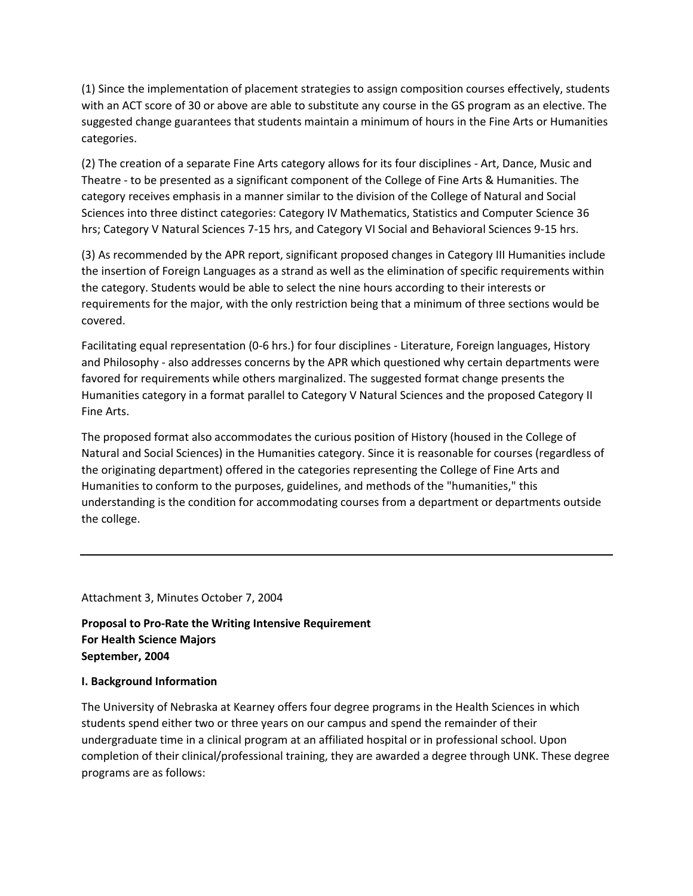(1) Since the implementation of placement strategies to assign composition courses effectively, students with an ACT score of 30 or above are able to substitute any course in the GS program as an elective. The suggested change guarantees that students maintain a minimum of hours in the Fine Arts or Humanities categories.

(2) The creation of a separate Fine Arts category allows for its four disciplines - Art, Dance, Music and Theatre - to be presented as a significant component of the College of Fine Arts & Humanities. The category receives emphasis in a manner similar to the division of the College of Natural and Social Sciences into three distinct categories: Category IV Mathematics, Statistics and Computer Science 36 hrs; Category V Natural Sciences 7-15 hrs, and Category VI Social and Behavioral Sciences 9-15 hrs.

(3) As recommended by the APR report, significant proposed changes in Category III Humanities include the insertion of Foreign Languages as a strand as well as the elimination of specific requirements within the category. Students would be able to select the nine hours according to their interests or requirements for the major, with the only restriction being that a minimum of three sections would be covered.

Facilitating equal representation (0-6 hrs.) for four disciplines - Literature, Foreign languages, History and Philosophy - also addresses concerns by the APR which questioned why certain departments were favored for requirements while others marginalized. The suggested format change presents the Humanities category in a format parallel to Category V Natural Sciences and the proposed Category II Fine Arts.

The proposed format also accommodates the curious position of History (housed in the College of Natural and Social Sciences) in the Humanities category. Since it is reasonable for courses (regardless of the originating department) offered in the categories representing the College of Fine Arts and Humanities to conform to the purposes, guidelines, and methods of the "humanities," this understanding is the condition for accommodating courses from a department or departments outside the college.

---

Attachment 3, Minutes October 7, 2004

**Proposal to Pro-Rate the Writing Intensive Requirement**
**For Health Science Majors**
**September, 2004**

**I. Background Information**

The University of Nebraska at Kearney offers four degree programs in the Health Sciences in which students spend either two or three years on our campus and spend the remainder of their undergraduate time in a clinical program at an affiliated hospital or in professional school. Upon completion of their clinical/professional training, they are awarded a degree through UNK. These degree programs are as follows: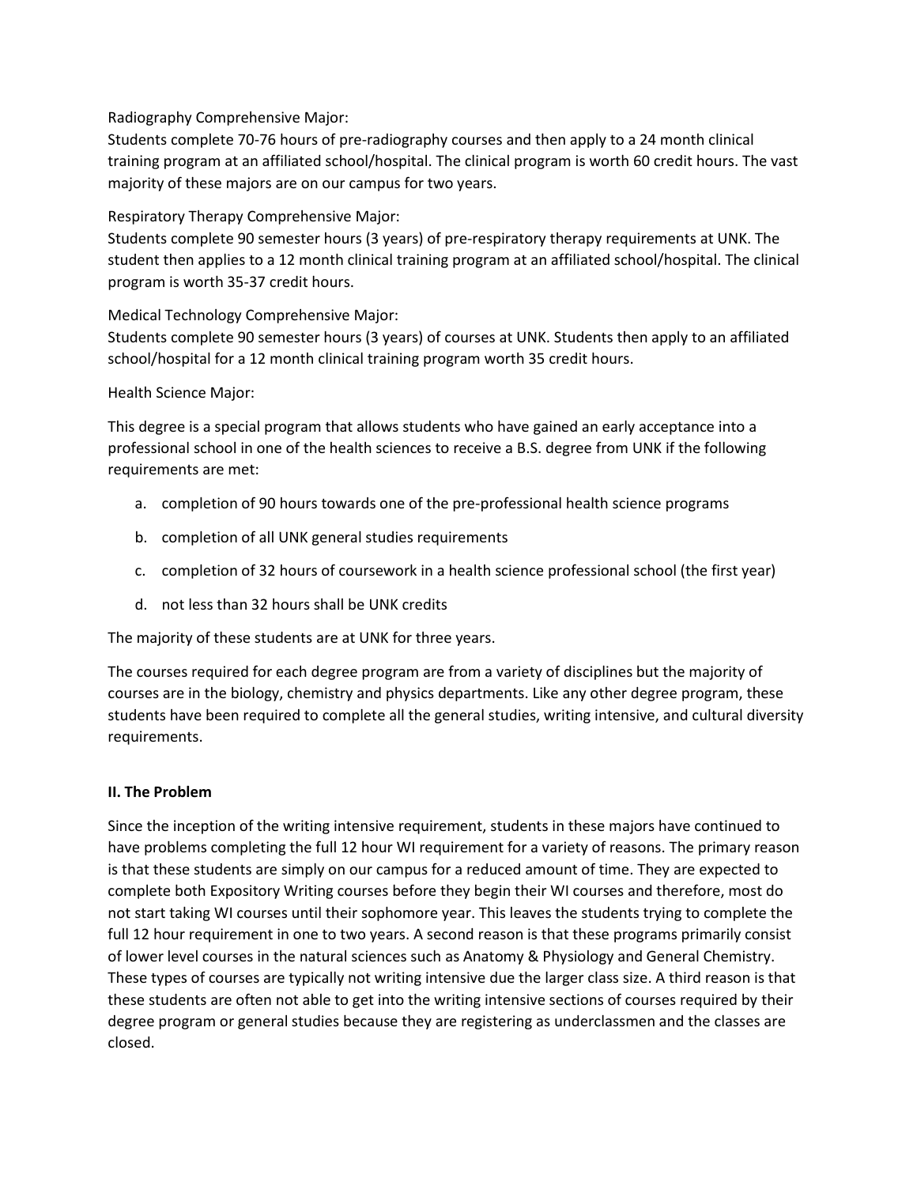Radiography Comprehensive Major:
Students complete 70-76 hours of pre-radiography courses and then apply to a 24 month clinical training program at an affiliated school/hospital. The clinical program is worth 60 credit hours. The vast majority of these majors are on our campus for two years.

Respiratory Therapy Comprehensive Major:
Students complete 90 semester hours (3 years) of pre-respiratory therapy requirements at UNK. The student then applies to a 12 month clinical training program at an affiliated school/hospital. The clinical program is worth 35-37 credit hours.

Medical Technology Comprehensive Major:
Students complete 90 semester hours (3 years) of courses at UNK. Students then apply to an affiliated school/hospital for a 12 month clinical training program worth 35 credit hours.

Health Science Major:

This degree is a special program that allows students who have gained an early acceptance into a professional school in one of the health sciences to receive a B.S. degree from UNK if the following requirements are met:

a. completion of 90 hours towards one of the pre-professional health science programs
b. completion of all UNK general studies requirements
c. completion of 32 hours of coursework in a health science professional school (the first year)
d. not less than 32 hours shall be UNK credits

The majority of these students are at UNK for three years.

The courses required for each degree program are from a variety of disciplines but the majority of courses are in the biology, chemistry and physics departments. Like any other degree program, these students have been required to complete all the general studies, writing intensive, and cultural diversity requirements.

## II. The Problem

Since the inception of the writing intensive requirement, students in these majors have continued to have problems completing the full 12 hour WI requirement for a variety of reasons. The primary reason is that these students are simply on our campus for a reduced amount of time. They are expected to complete both Expository Writing courses before they begin their WI courses and therefore, most do not start taking WI courses until their sophomore year. This leaves the students trying to complete the full 12 hour requirement in one to two years. A second reason is that these programs primarily consist of lower level courses in the natural sciences such as Anatomy & Physiology and General Chemistry. These types of courses are typically not writing intensive due the larger class size. A third reason is that these students are often not able to get into the writing intensive sections of courses required by their degree program or general studies because they are registering as underclassmen and the classes are closed.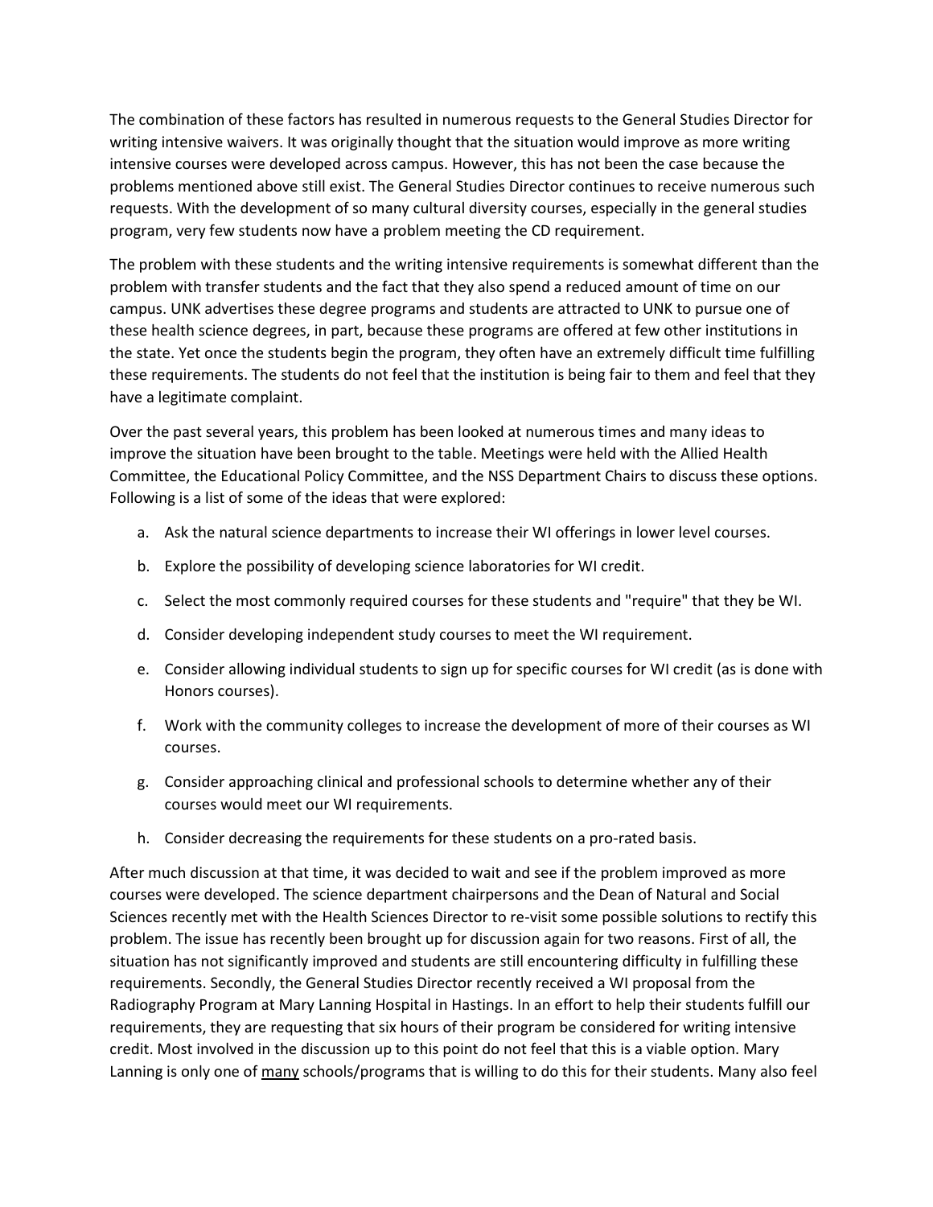The combination of these factors has resulted in numerous requests to the General Studies Director for writing intensive waivers. It was originally thought that the situation would improve as more writing intensive courses were developed across campus. However, this has not been the case because the problems mentioned above still exist. The General Studies Director continues to receive numerous such requests. With the development of so many cultural diversity courses, especially in the general studies program, very few students now have a problem meeting the CD requirement.

The problem with these students and the writing intensive requirements is somewhat different than the problem with transfer students and the fact that they also spend a reduced amount of time on our campus. UNK advertises these degree programs and students are attracted to UNK to pursue one of these health science degrees, in part, because these programs are offered at few other institutions in the state. Yet once the students begin the program, they often have an extremely difficult time fulfilling these requirements. The students do not feel that the institution is being fair to them and feel that they have a legitimate complaint.

Over the past several years, this problem has been looked at numerous times and many ideas to improve the situation have been brought to the table. Meetings were held with the Allied Health Committee, the Educational Policy Committee, and the NSS Department Chairs to discuss these options. Following is a list of some of the ideas that were explored:

a. Ask the natural science departments to increase their WI offerings in lower level courses.

b. Explore the possibility of developing science laboratories for WI credit.

c. Select the most commonly required courses for these students and "require" that they be WI.

d. Consider developing independent study courses to meet the WI requirement.

e. Consider allowing individual students to sign up for specific courses for WI credit (as is done with Honors courses).

f. Work with the community colleges to increase the development of more of their courses as WI courses.

g. Consider approaching clinical and professional schools to determine whether any of their courses would meet our WI requirements.

h. Consider decreasing the requirements for these students on a pro-rated basis.

After much discussion at that time, it was decided to wait and see if the problem improved as more courses were developed. The science department chairpersons and the Dean of Natural and Social Sciences recently met with the Health Sciences Director to re-visit some possible solutions to rectify this problem. The issue has recently been brought up for discussion again for two reasons. First of all, the situation has not significantly improved and students are still encountering difficulty in fulfilling these requirements. Secondly, the General Studies Director recently received a WI proposal from the Radiography Program at Mary Lanning Hospital in Hastings. In an effort to help their students fulfill our requirements, they are requesting that six hours of their program be considered for writing intensive credit. Most involved in the discussion up to this point do not feel that this is a viable option. Mary Lanning is only one of <u>many</u> schools/programs that is willing to do this for their students. Many also feel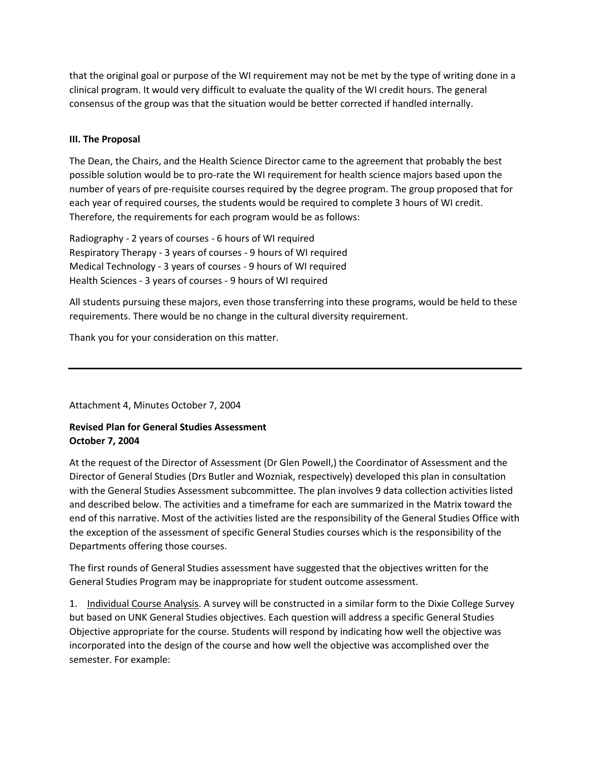that the original goal or purpose of the WI requirement may not be met by the type of writing done in a clinical program. It would very difficult to evaluate the quality of the WI credit hours. The general consensus of the group was that the situation would be better corrected if handled internally.

**III. The Proposal**

The Dean, the Chairs, and the Health Science Director came to the agreement that probably the best possible solution would be to pro-rate the WI requirement for health science majors based upon the number of years of pre-requisite courses required by the degree program. The group proposed that for each year of required courses, the students would be required to complete 3 hours of WI credit. Therefore, the requirements for each program would be as follows:

Radiography - 2 years of courses - 6 hours of WI required
Respiratory Therapy - 3 years of courses - 9 hours of WI required
Medical Technology - 3 years of courses - 9 hours of WI required
Health Sciences - 3 years of courses - 9 hours of WI required

All students pursuing these majors, even those transferring into these programs, would be held to these requirements. There would be no change in the cultural diversity requirement.

Thank you for your consideration on this matter.

---

Attachment 4, Minutes October 7, 2004

**Revised Plan for General Studies Assessment**
**October 7, 2004**

At the request of the Director of Assessment (Dr Glen Powell,) the Coordinator of Assessment and the Director of General Studies (Drs Butler and Wozniak, respectively) developed this plan in consultation with the General Studies Assessment subcommittee. The plan involves 9 data collection activities listed and described below. The activities and a timeframe for each are summarized in the Matrix toward the end of this narrative. Most of the activities listed are the responsibility of the General Studies Office with the exception of the assessment of specific General Studies courses which is the responsibility of the Departments offering those courses.

The first rounds of General Studies assessment have suggested that the objectives written for the General Studies Program may be inappropriate for student outcome assessment.

1. Individual Course Analysis. A survey will be constructed in a similar form to the Dixie College Survey but based on UNK General Studies objectives. Each question will address a specific General Studies Objective appropriate for the course. Students will respond by indicating how well the objective was incorporated into the design of the course and how well the objective was accomplished over the semester. For example: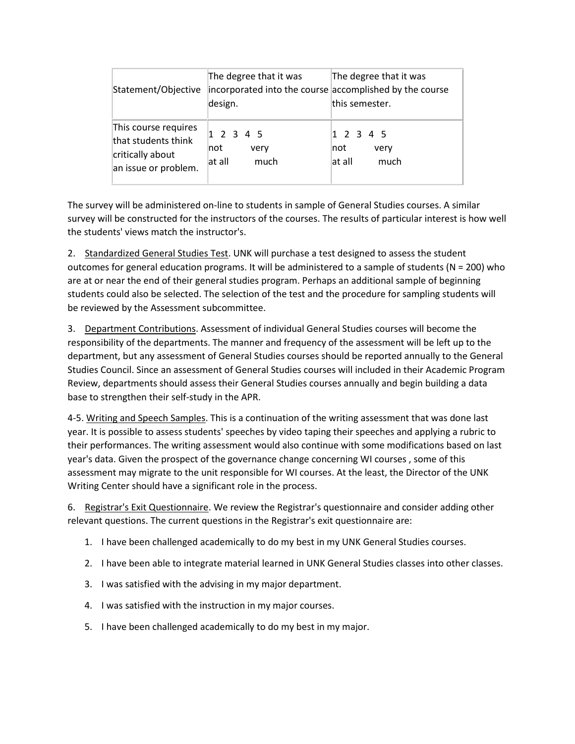| Statement/Objective | The degree that it was incorporated into the course design. | The degree that it was accomplished by the course this semester. |
|---|---|---|
| This course requires that students think critically about an issue or problem. | 1 2 3 4 5<br>not very<br>at all much | 1 2 3 4 5<br>not very<br>at all much |

The survey will be administered on-line to students in sample of General Studies courses. A similar survey will be constructed for the instructors of the courses. The results of particular interest is how well the students' views match the instructor's.

2. Standardized General Studies Test. UNK will purchase a test designed to assess the student outcomes for general education programs. It will be administered to a sample of students (N = 200) who are at or near the end of their general studies program. Perhaps an additional sample of beginning students could also be selected. The selection of the test and the procedure for sampling students will be reviewed by the Assessment subcommittee.

3. Department Contributions. Assessment of individual General Studies courses will become the responsibility of the departments. The manner and frequency of the assessment will be left up to the department, but any assessment of General Studies courses should be reported annually to the General Studies Council. Since an assessment of General Studies courses will included in their Academic Program Review, departments should assess their General Studies courses annually and begin building a data base to strengthen their self-study in the APR.

4-5. Writing and Speech Samples. This is a continuation of the writing assessment that was done last year. It is possible to assess students' speeches by video taping their speeches and applying a rubric to their performances. The writing assessment would also continue with some modifications based on last year's data. Given the prospect of the governance change concerning WI courses , some of this assessment may migrate to the unit responsible for WI courses. At the least, the Director of the UNK Writing Center should have a significant role in the process.

6. Registrar's Exit Questionnaire. We review the Registrar's questionnaire and consider adding other relevant questions. The current questions in the Registrar's exit questionnaire are:

1. I have been challenged academically to do my best in my UNK General Studies courses.
2. I have been able to integrate material learned in UNK General Studies classes into other classes.
3. I was satisfied with the advising in my major department.
4. I was satisfied with the instruction in my major courses.
5. I have been challenged academically to do my best in my major.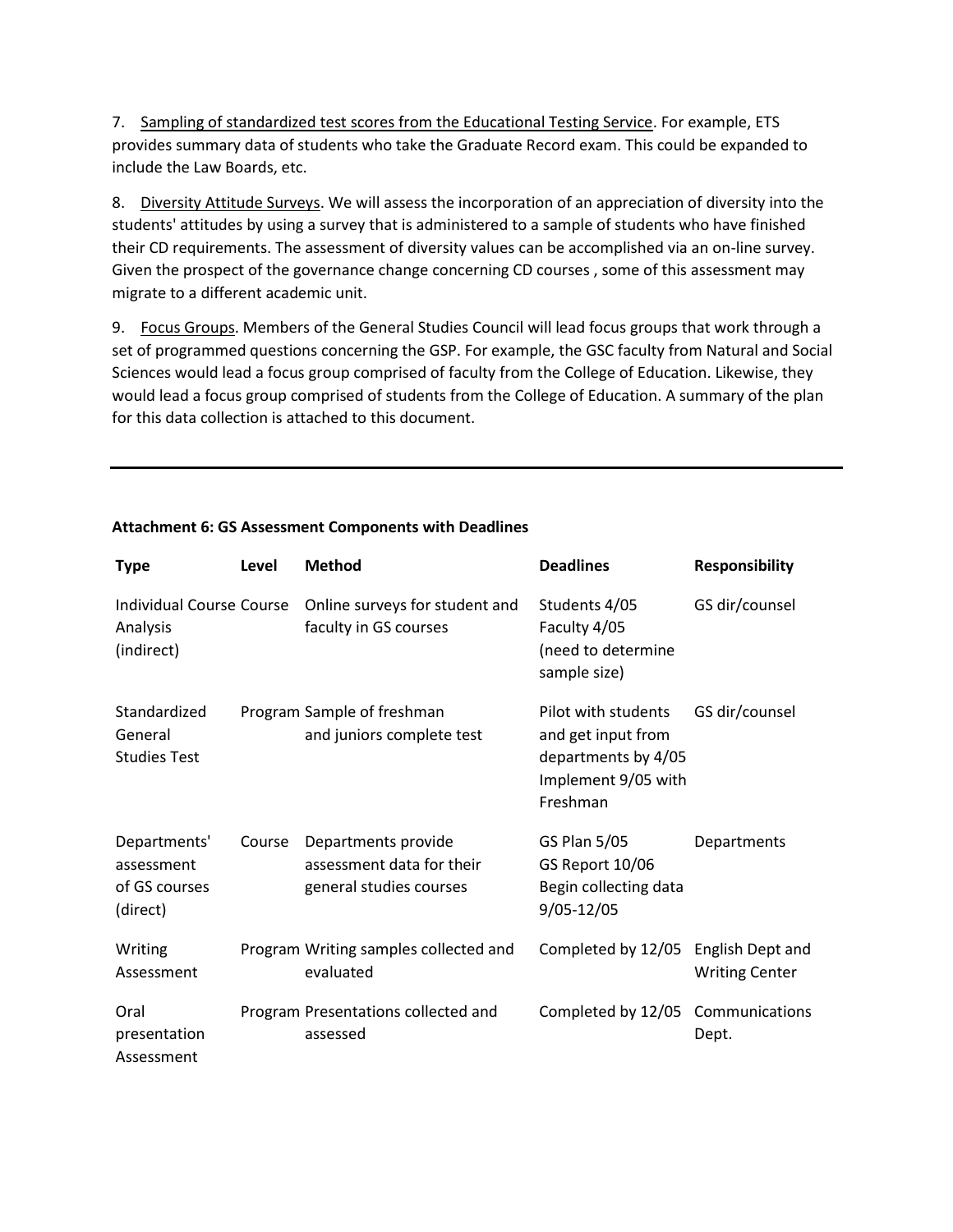7. Sampling of standardized test scores from the Educational Testing Service. For example, ETS provides summary data of students who take the Graduate Record exam. This could be expanded to include the Law Boards, etc.

8. Diversity Attitude Surveys. We will assess the incorporation of an appreciation of diversity into the students' attitudes by using a survey that is administered to a sample of students who have finished their CD requirements. The assessment of diversity values can be accomplished via an on-line survey. Given the prospect of the governance change concerning CD courses , some of this assessment may migrate to a different academic unit.

9. Focus Groups. Members of the General Studies Council will lead focus groups that work through a set of programmed questions concerning the GSP. For example, the GSC faculty from Natural and Social Sciences would lead a focus group comprised of faculty from the College of Education. Likewise, they would lead a focus group comprised of students from the College of Education. A summary of the plan for this data collection is attached to this document.

---

**Attachment 6: GS Assessment Components with Deadlines**

| Type | Level | Method | Deadlines | Responsibility |
|---|---|---|---|---|
| Individual Course Analysis (indirect) | Course | Online surveys for student and faculty in GS courses | Students 4/05 Faculty 4/05 (need to determine sample size) | GS dir/counsel |
| Standardized General Studies Test | Program | Sample of freshman and juniors complete test | Pilot with students and get input from departments by 4/05 Implement 9/05 with Freshman | GS dir/counsel |
| Departments' assessment of GS courses (direct) | Course | Departments provide assessment data for their general studies courses | GS Plan 5/05 GS Report 10/06 Begin collecting data 9/05-12/05 | Departments |
| Writing Assessment | Program | Writing samples collected and evaluated | Completed by 12/05 | English Dept and Writing Center |
| Oral presentation Assessment | Program | Presentations collected and assessed | Completed by 12/05 | Communications Dept. |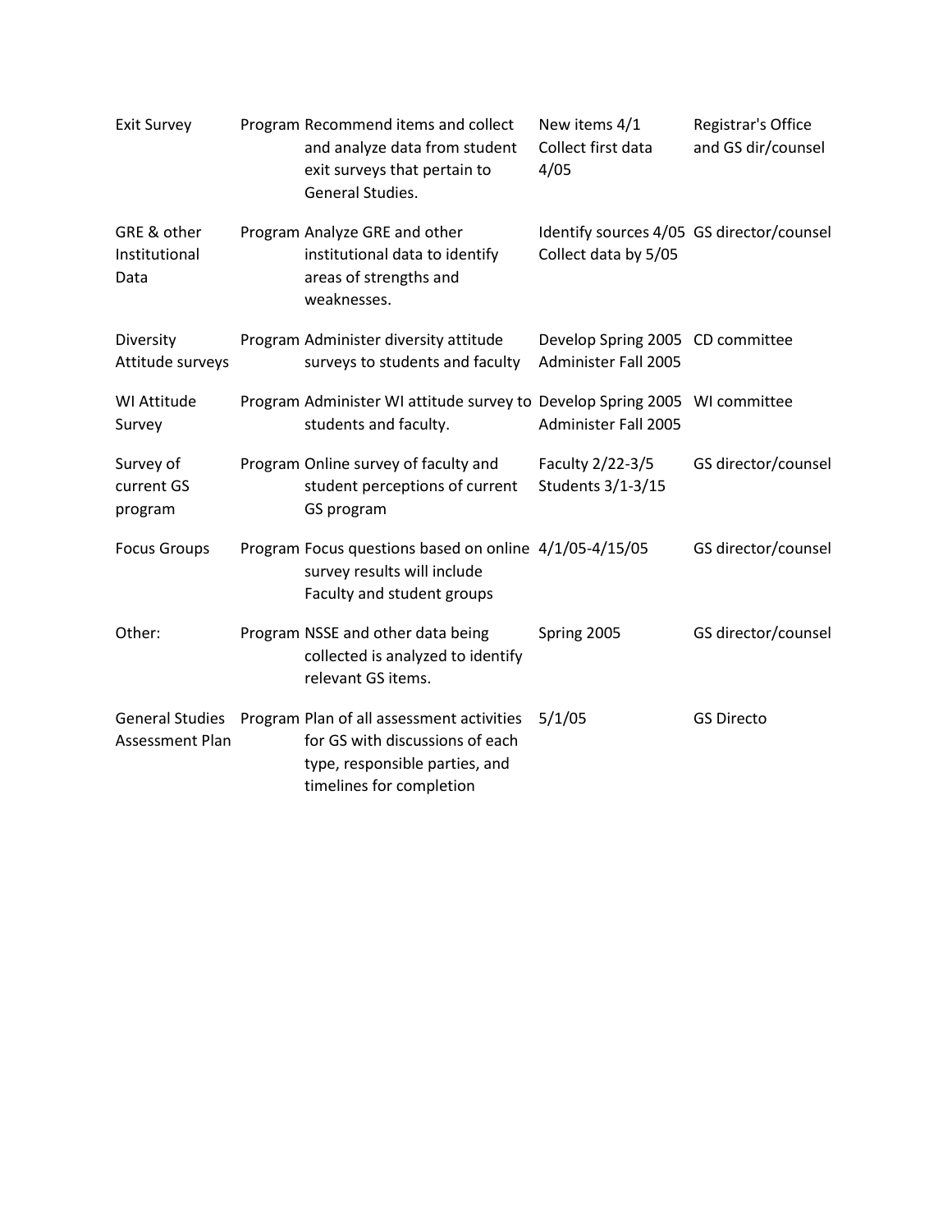| | | | | |
|---|---|---|---|---|
| Exit Survey | Program | Recommend items and collect and analyze data from student exit surveys that pertain to General Studies. | New items 4/1 Collect first data 4/05 | Registrar's Office and GS dir/counsel |
| GRE & other Institutional Data | Program | Analyze GRE and other institutional data to identify areas of strengths and weaknesses. | Identify sources 4/05 Collect data by 5/05 | GS director/counsel |
| Diversity Attitude surveys | Program | Administer diversity attitude surveys to students and faculty | Develop Spring 2005 Administer Fall 2005 | CD committee |
| WI Attitude Survey | Program | Administer WI attitude survey to students and faculty. | Develop Spring 2005 Administer Fall 2005 | WI committee |
| Survey of current GS program | Program | Online survey of faculty and student perceptions of current GS program | Faculty 2/22-3/5 Students 3/1-3/15 | GS director/counsel |
| Focus Groups | Program | Focus questions based on online survey results will include Faculty and student groups | 4/1/05-4/15/05 | GS director/counsel |
| Other: | Program | NSSE and other data being collected is analyzed to identify relevant GS items. | Spring 2005 | GS director/counsel |
| General Studies Assessment Plan | Program | Plan of all assessment activities for GS with discussions of each type, responsible parties, and timelines for completion | 5/1/05 | GS Directo |